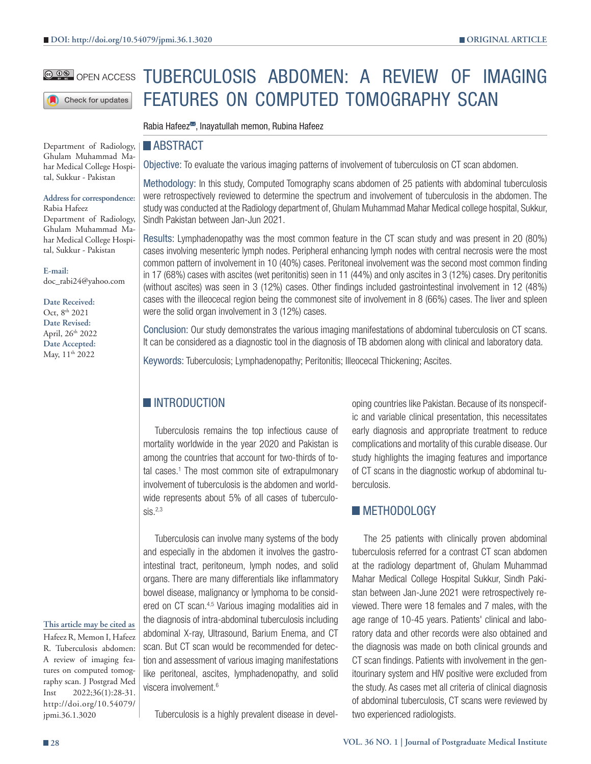DOI: http://doi.org/10.54079/jpmi.36.1.3020

ORIGINAL ARTICLE

OPEN ACCESS

# TUBERCULOSIS ABDOMEN: A REVIEW OF IMAGING FEATURES ON COMPUTED TOMOGRAPHY SCAN

Rabia Hafeez, Inayatullah memon, Rubina Hafeez

Department of Radiology, Ghulam Muhammad Mahar Medical College Hospital, Sukkur - Pakistan

**Address for correspondence:**
Rabia Hafeez
Department of Radiology, Ghulam Muhammad Mahar Medical College Hospital, Sukkur - Pakistan

**E-mail:**
doc_rabi24@yahoo.com

**Date Received:**
Oct, 8th 2021
**Date Revised:**
April, 26th 2022
**Date Accepted:**
May, 11th 2022

**This article may be cited as**
Hafeez R, Memon I, Hafeez R. Tuberculosis abdomen: A review of imaging features on computed tomography scan. J Postgrad Med Inst 2022;36(1):28-31. http://doi.org/10.54079/jpmi.36.1.3020

## ABSTRACT

Objective: To evaluate the various imaging patterns of involvement of tuberculosis on CT scan abdomen.

Methodology: In this study, Computed Tomography scans abdomen of 25 patients with abdominal tuberculosis were retrospectively reviewed to determine the spectrum and involvement of tuberculosis in the abdomen. The study was conducted at the Radiology department of, Ghulam Muhammad Mahar Medical college hospital, Sukkur, Sindh Pakistan between Jan-Jun 2021.

Results: Lymphadenopathy was the most common feature in the CT scan study and was present in 20 (80%) cases involving mesenteric lymph nodes. Peripheral enhancing lymph nodes with central necrosis were the most common pattern of involvement in 10 (40%) cases. Peritoneal involvement was the second most common finding in 17 (68%) cases with ascites (wet peritonitis) seen in 11 (44%) and only ascites in 3 (12%) cases. Dry peritonitis (without ascites) was seen in 3 (12%) cases. Other findings included gastrointestinal involvement in 12 (48%) cases with the illeocecal region being the commonest site of involvement in 8 (66%) cases. The liver and spleen were the solid organ involvement in 3 (12%) cases.

Conclusion: Our study demonstrates the various imaging manifestations of abdominal tuberculosis on CT scans. It can be considered as a diagnostic tool in the diagnosis of TB abdomen along with clinical and laboratory data.

Keywords: Tuberculosis; Lymphadenopathy; Peritonitis; Illeocecal Thickening; Ascites.

## INTRODUCTION

Tuberculosis remains the top infectious cause of mortality worldwide in the year 2020 and Pakistan is among the countries that account for two-thirds of total cases.[1] The most common site of extrapulmonary involvement of tuberculosis is the abdomen and worldwide represents about 5% of all cases of tuberculosis.[2,3]

Tuberculosis can involve many systems of the body and especially in the abdomen it involves the gastrointestinal tract, peritoneum, lymph nodes, and solid organs. There are many differentials like inflammatory bowel disease, malignancy or lymphoma to be considered on CT scan.[4,5] Various imaging modalities aid in the diagnosis of intra-abdominal tuberculosis including abdominal X-ray, Ultrasound, Barium Enema, and CT scan. But CT scan would be recommended for detection and assessment of various imaging manifestations like peritoneal, ascites, lymphadenopathy, and solid viscera involvement.[6]

Tuberculosis is a highly prevalent disease in developing countries like Pakistan. Because of its nonspecific and variable clinical presentation, this necessitates early diagnosis and appropriate treatment to reduce complications and mortality of this curable disease. Our study highlights the imaging features and importance of CT scans in the diagnostic workup of abdominal tuberculosis.

## METHODOLOGY

The 25 patients with clinically proven abdominal tuberculosis referred for a contrast CT scan abdomen at the radiology department of, Ghulam Muhammad Mahar Medical College Hospital Sukkur, Sindh Pakistan between Jan-June 2021 were retrospectively reviewed. There were 18 females and 7 males, with the age range of 10-45 years. Patients' clinical and laboratory data and other records were also obtained and the diagnosis was made on both clinical grounds and CT scan findings. Patients with involvement in the genitourinary system and HIV positive were excluded from the study. As cases met all criteria of clinical diagnosis of abdominal tuberculosis, CT scans were reviewed by two experienced radiologists.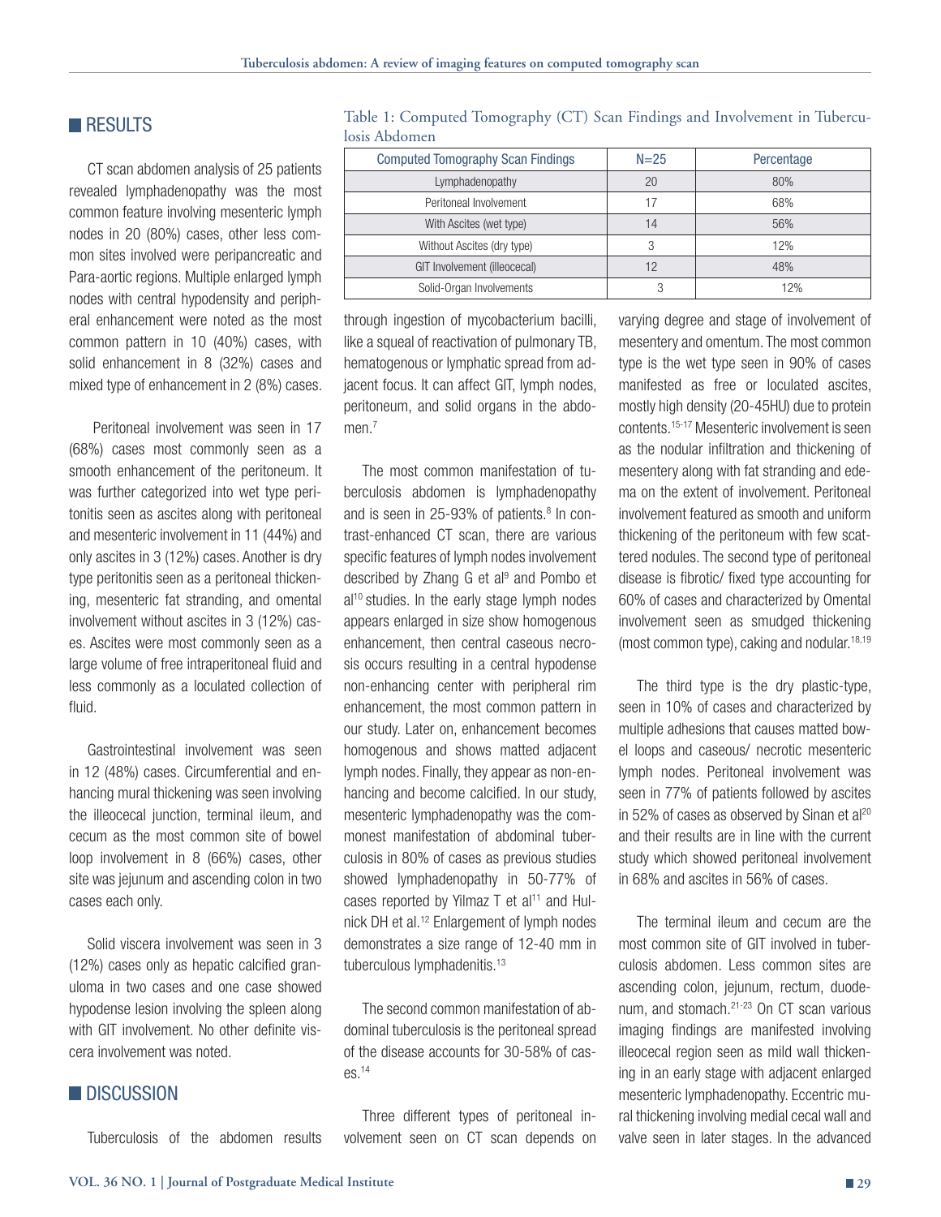## RESULTS

CT scan abdomen analysis of 25 patients revealed lymphadenopathy was the most common feature involving mesenteric lymph nodes in 20 (80%) cases, other less common sites involved were peripancreatic and Para-aortic regions. Multiple enlarged lymph nodes with central hypodensity and peripheral enhancement were noted as the most common pattern in 10 (40%) cases, with solid enhancement in 8 (32%) cases and mixed type of enhancement in 2 (8%) cases.

Peritoneal involvement was seen in 17 (68%) cases most commonly seen as a smooth enhancement of the peritoneum. It was further categorized into wet type peritonitis seen as ascites along with peritoneal and mesenteric involvement in 11 (44%) and only ascites in 3 (12%) cases. Another is dry type peritonitis seen as a peritoneal thickening, mesenteric fat stranding, and omental involvement without ascites in 3 (12%) cases. Ascites were most commonly seen as a large volume of free intraperitoneal fluid and less commonly as a loculated collection of fluid.

Gastrointestinal involvement was seen in 12 (48%) cases. Circumferential and enhancing mural thickening was seen involving the illeocecal junction, terminal ileum, and cecum as the most common site of bowel loop involvement in 8 (66%) cases, other site was jejunum and ascending colon in two cases each only.

Solid viscera involvement was seen in 3 (12%) cases only as hepatic calcified granuloma in two cases and one case showed hypodense lesion involving the spleen along with GIT involvement. No other definite viscera involvement was noted.

Table 1: Computed Tomography (CT) Scan Findings and Involvement in Tuberculosis Abdomen

| Computed Tomography Scan Findings | N=25 | Percentage |
|---|---|---|
| Lymphadenopathy | 20 | 80% |
| Peritoneal Involvement | 17 | 68% |
| With Ascites (wet type) | 14 | 56% |
| Without Ascites (dry type) | 3 | 12% |
| GIT Involvement (illeocecal) | 12 | 48% |
| Solid-Organ Involvements | 3 | 12% |

## DISCUSSION

Tuberculosis of the abdomen results through ingestion of mycobacterium bacilli, like a squeal of reactivation of pulmonary TB, hematogenous or lymphatic spread from adjacent focus. It can affect GIT, lymph nodes, peritoneum, and solid organs in the abdomen.[7]

The most common manifestation of tuberculosis abdomen is lymphadenopathy and is seen in 25-93% of patients.[8] In contrast-enhanced CT scan, there are various specific features of lymph nodes involvement described by Zhang G et al[9] and Pombo et al[10] studies. In the early stage lymph nodes appears enlarged in size show homogenous enhancement, then central caseous necrosis occurs resulting in a central hypodense non-enhancing center with peripheral rim enhancement, the most common pattern in our study. Later on, enhancement becomes homogenous and shows matted adjacent lymph nodes. Finally, they appear as non-enhancing and become calcified. In our study, mesenteric lymphadenopathy was the commonest manifestation of abdominal tuberculosis in 80% of cases as previous studies showed lymphadenopathy in 50-77% of cases reported by Yilmaz T et al[11] and Hulnick DH et al.[12] Enlargement of lymph nodes demonstrates a size range of 12-40 mm in tuberculous lymphadenitis.[13]

The second common manifestation of abdominal tuberculosis is the peritoneal spread of the disease accounts for 30-58% of cases.[14]

Three different types of peritoneal involvement seen on CT scan depends on varying degree and stage of involvement of mesentery and omentum. The most common type is the wet type seen in 90% of cases manifested as free or loculated ascites, mostly high density (20-45HU) due to protein contents.[15-17] Mesenteric involvement is seen as the nodular infiltration and thickening of mesentery along with fat stranding and edema on the extent of involvement. Peritoneal involvement featured as smooth and uniform thickening of the peritoneum with few scattered nodules. The second type of peritoneal disease is fibrotic/ fixed type accounting for 60% of cases and characterized by Omental involvement seen as smudged thickening (most common type), caking and nodular.[18,19]

The third type is the dry plastic-type, seen in 10% of cases and characterized by multiple adhesions that causes matted bowel loops and caseous/ necrotic mesenteric lymph nodes. Peritoneal involvement was seen in 77% of patients followed by ascites in 52% of cases as observed by Sinan et al[20] and their results are in line with the current study which showed peritoneal involvement in 68% and ascites in 56% of cases.

The terminal ileum and cecum are the most common site of GIT involved in tuberculosis abdomen. Less common sites are ascending colon, jejunum, rectum, duodenum, and stomach.[21-23] On CT scan various imaging findings are manifested involving illeocecal region seen as mild wall thickening in an early stage with adjacent enlarged mesenteric lymphadenopathy. Eccentric mural thickening involving medial cecal wall and valve seen in later stages. In the advanced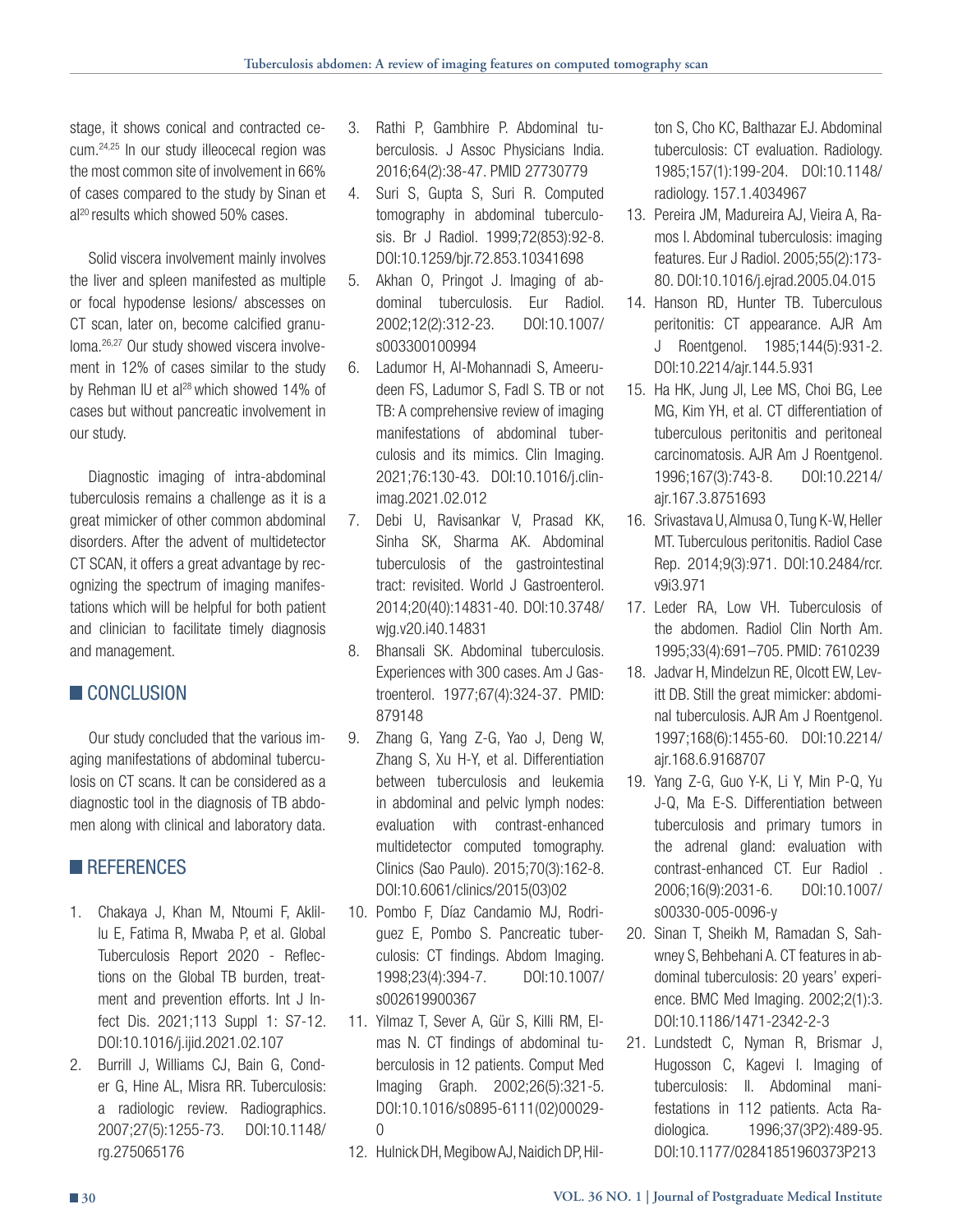stage, it shows conical and contracted cecum.[24,25] In our study illeocecal region was the most common site of involvement in 66% of cases compared to the study by Sinan et al[20] results which showed 50% cases.

Solid viscera involvement mainly involves the liver and spleen manifested as multiple or focal hypodense lesions/ abscesses on CT scan, later on, become calcified granuloma.[26,27] Our study showed viscera involvement in 12% of cases similar to the study by Rehman IU et al[28] which showed 14% of cases but without pancreatic involvement in our study.

Diagnostic imaging of intra-abdominal tuberculosis remains a challenge as it is a great mimicker of other common abdominal disorders. After the advent of multidetector CT SCAN, it offers a great advantage by recognizing the spectrum of imaging manifestations which will be helpful for both patient and clinician to facilitate timely diagnosis and management.

## CONCLUSION

Our study concluded that the various imaging manifestations of abdominal tuberculosis on CT scans. It can be considered as a diagnostic tool in the diagnosis of TB abdomen along with clinical and laboratory data.

## REFERENCES

1. Chakaya J, Khan M, Ntoumi F, Aklillu E, Fatima R, Mwaba P, et al. Global Tuberculosis Report 2020 - Reflections on the Global TB burden, treatment and prevention efforts. Int J Infect Dis. 2021;113 Suppl 1: S7-12. DOI:10.1016/j.ijid.2021.02.107
2. Burrill J, Williams CJ, Bain G, Conder G, Hine AL, Misra RR. Tuberculosis: a radiologic review. Radiographics. 2007;27(5):1255-73. DOI:10.1148/rg.275065176
3. Rathi P, Gambhire P. Abdominal tuberculosis. J Assoc Physicians India. 2016;64(2):38-47. PMID 27730779
4. Suri S, Gupta S, Suri R. Computed tomography in abdominal tuberculosis. Br J Radiol. 1999;72(853):92-8. DOI:10.1259/bjr.72.853.10341698
5. Akhan O, Pringot J. Imaging of abdominal tuberculosis. Eur Radiol. 2002;12(2):312-23. DOI:10.1007/s003300100994
6. Ladumor H, Al-Mohannadi S, Ameerudeen FS, Ladumor S, Fadl S. TB or not TB: A comprehensive review of imaging manifestations of abdominal tuberculosis and its mimics. Clin Imaging. 2021;76:130-43. DOI:10.1016/j.clinimag.2021.02.012
7. Debi U, Ravisankar V, Prasad KK, Sinha SK, Sharma AK. Abdominal tuberculosis of the gastrointestinal tract: revisited. World J Gastroenterol. 2014;20(40):14831-40. DOI:10.3748/wjg.v20.i40.14831
8. Bhansali SK. Abdominal tuberculosis. Experiences with 300 cases. Am J Gastroenterol. 1977;67(4):324-37. PMID: 879148
9. Zhang G, Yang Z-G, Yao J, Deng W, Zhang S, Xu H-Y, et al. Differentiation between tuberculosis and leukemia in abdominal and pelvic lymph nodes: evaluation with contrast-enhanced multidetector computed tomography. Clinics (Sao Paulo). 2015;70(3):162-8. DOI:10.6061/clinics/2015(03)02
10. Pombo F, Díaz Candamio MJ, Rodriguez E, Pombo S. Pancreatic tuberculosis: CT findings. Abdom Imaging. 1998;23(4):394-7. DOI:10.1007/s002619900367
11. Yilmaz T, Sever A, Gür S, Killi RM, Elmas N. CT findings of abdominal tuberculosis in 12 patients. Comput Med Imaging Graph. 2002;26(5):321-5. DOI:10.1016/s0895-6111(02)00029-0
12. Hulnick DH, Megibow AJ, Naidich DP, Hilton S, Cho KC, Balthazar EJ. Abdominal tuberculosis: CT evaluation. Radiology. 1985;157(1):199-204. DOI:10.1148/radiology. 157.1.4034967
13. Pereira JM, Madureira AJ, Vieira A, Ramos I. Abdominal tuberculosis: imaging features. Eur J Radiol. 2005;55(2):173-80. DOI:10.1016/j.ejrad.2005.04.015
14. Hanson RD, Hunter TB. Tuberculous peritonitis: CT appearance. AJR Am J Roentgenol. 1985;144(5):931-2. DOI:10.2214/ajr.144.5.931
15. Ha HK, Jung JI, Lee MS, Choi BG, Lee MG, Kim YH, et al. CT differentiation of tuberculous peritonitis and peritoneal carcinomatosis. AJR Am J Roentgenol. 1996;167(3):743-8. DOI:10.2214/ajr.167.3.8751693
16. Srivastava U, Almusa O, Tung K-W, Heller MT. Tuberculous peritonitis. Radiol Case Rep. 2014;9(3):971. DOI:10.2484/rcr.v9i3.971
17. Leder RA, Low VH. Tuberculosis of the abdomen. Radiol Clin North Am. 1995;33(4):691–705. PMID: 7610239
18. Jadvar H, Mindelzun RE, Olcott EW, Levitt DB. Still the great mimicker: abdominal tuberculosis. AJR Am J Roentgenol. 1997;168(6):1455-60. DOI:10.2214/ajr.168.6.9168707
19. Yang Z-G, Guo Y-K, Li Y, Min P-Q, Yu J-Q, Ma E-S. Differentiation between tuberculosis and primary tumors in the adrenal gland: evaluation with contrast-enhanced CT. Eur Radiol . 2006;16(9):2031-6. DOI:10.1007/s00330-005-0096-y
20. Sinan T, Sheikh M, Ramadan S, Sahwney S, Behbehani A. CT features in abdominal tuberculosis: 20 years' experience. BMC Med Imaging. 2002;2(1):3. DOI:10.1186/1471-2342-2-3
21. Lundstedt C, Nyman R, Brismar J, Hugosson C, Kagevi I. Imaging of tuberculosis: II. Abdominal manifestations in 112 patients. Acta Radiologica. 1996;37(3P2):489-95. DOI:10.1177/02841851960373P213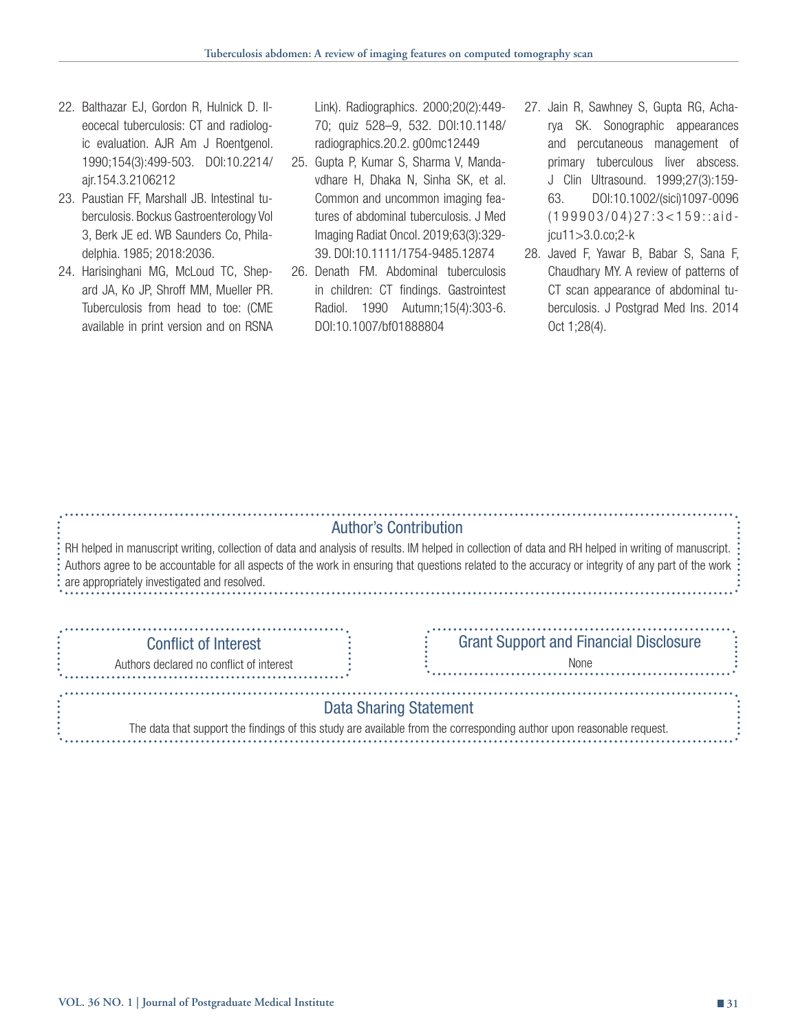22. Balthazar EJ, Gordon R, Hulnick D. Ileocecal tuberculosis: CT and radiologic evaluation. AJR Am J Roentgenol. 1990;154(3):499-503. DOI:10.2214/ajr.154.3.2106212
23. Paustian FF, Marshall JB. Intestinal tuberculosis. Bockus Gastroenterology Vol 3, Berk JE ed. WB Saunders Co, Philadelphia. 1985; 2018:2036.
24. Harisinghani MG, McLoud TC, Shepard JA, Ko JP, Shroff MM, Mueller PR. Tuberculosis from head to toe: (CME available in print version and on RSNA Link). Radiographics. 2000;20(2):449-70; quiz 528–9, 532. DOI:10.1148/radiographics.20.2. g00mc12449
25. Gupta P, Kumar S, Sharma V, Mandavdhare H, Dhaka N, Sinha SK, et al. Common and uncommon imaging features of abdominal tuberculosis. J Med Imaging Radiat Oncol. 2019;63(3):329-39. DOI:10.1111/1754-9485.12874
26. Denath FM. Abdominal tuberculosis in children: CT findings. Gastrointest Radiol. 1990 Autumn;15(4):303-6. DOI:10.1007/bf01888804
27. Jain R, Sawhney S, Gupta RG, Acharya SK. Sonographic appearances and percutaneous management of primary tuberculous liver abscess. J Clin Ultrasound. 1999;27(3):159-63. DOI:10.1002/(sici)1097-0096(199903/04)27:3<159::aid-jcu11>3.0.co;2-k
28. Javed F, Yawar B, Babar S, Sana F, Chaudhary MY. A review of patterns of CT scan appearance of abdominal tuberculosis. J Postgrad Med Ins. 2014 Oct 1;28(4).

## Author's Contribution

RH helped in manuscript writing, collection of data and analysis of results. IM helped in collection of data and RH helped in writing of manuscript. Authors agree to be accountable for all aspects of the work in ensuring that questions related to the accuracy or integrity of any part of the work are appropriately investigated and resolved.

## Conflict of Interest

Authors declared no conflict of interest

## Grant Support and Financial Disclosure

None

## Data Sharing Statement

The data that support the findings of this study are available from the corresponding author upon reasonable request.